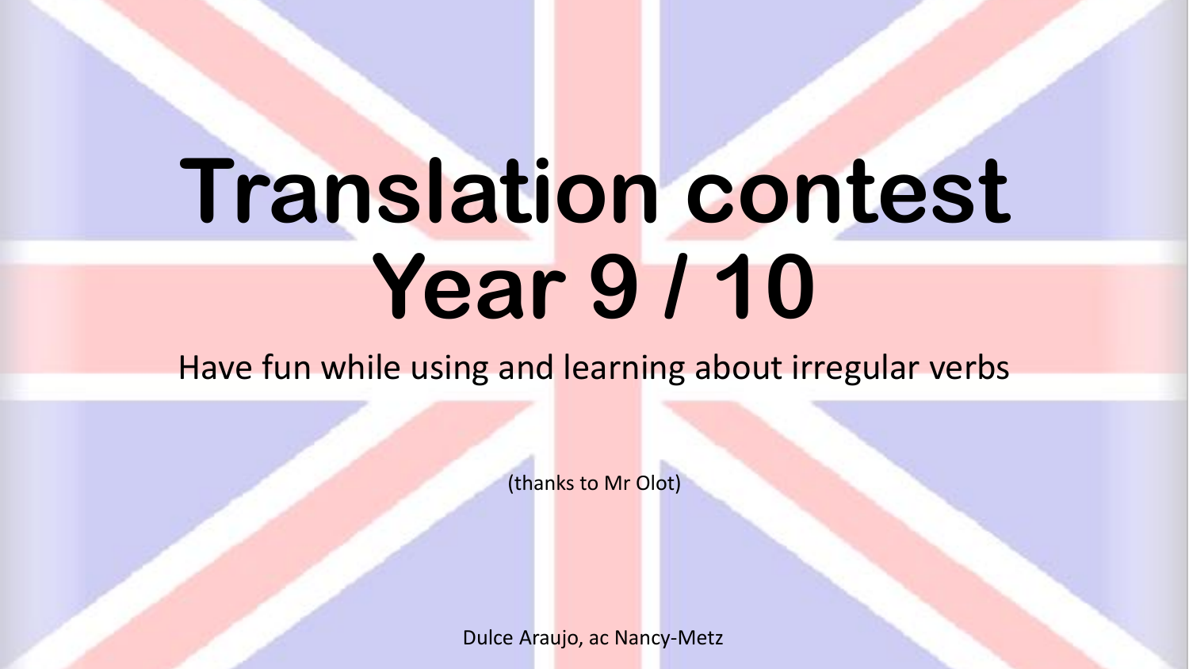# Translation contest
# Year 9 / 10

Have fun while using and learning about irregular verbs

(thanks to Mr Olot)

Dulce Araujo, ac Nancy-Metz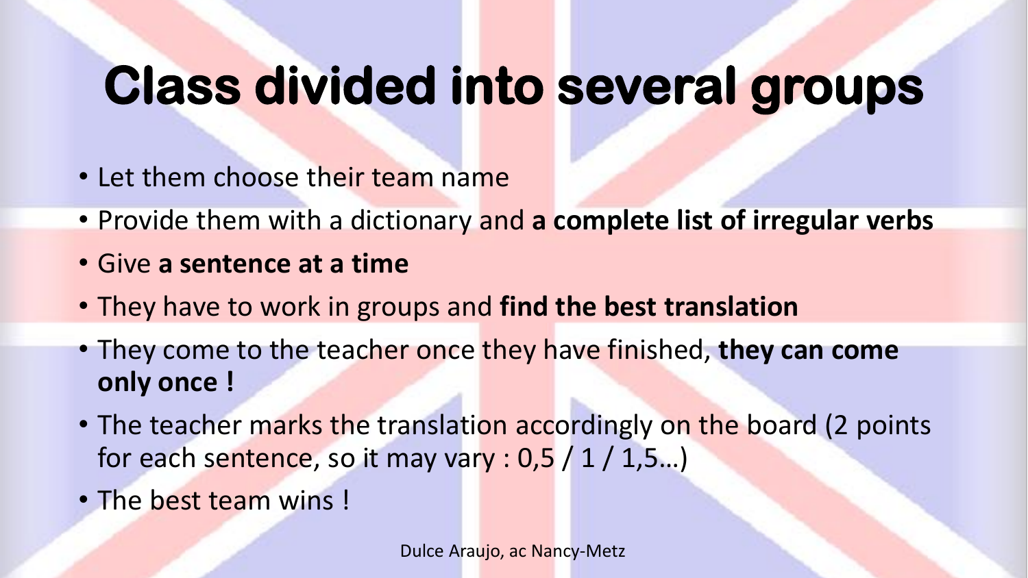# Class divided into several groups

- Let them choose their team name
- Provide them with a dictionary and **a complete list of irregular verbs**
- Give **a sentence at a time**
- They have to work in groups and **find the best translation**
- They come to the teacher once they have finished, **they can come only once !**
- The teacher marks the translation accordingly on the board (2 points for each sentence, so it may vary : 0,5 / 1 / 1,5…)
- The best team wins !

Dulce Araujo, ac Nancy-Metz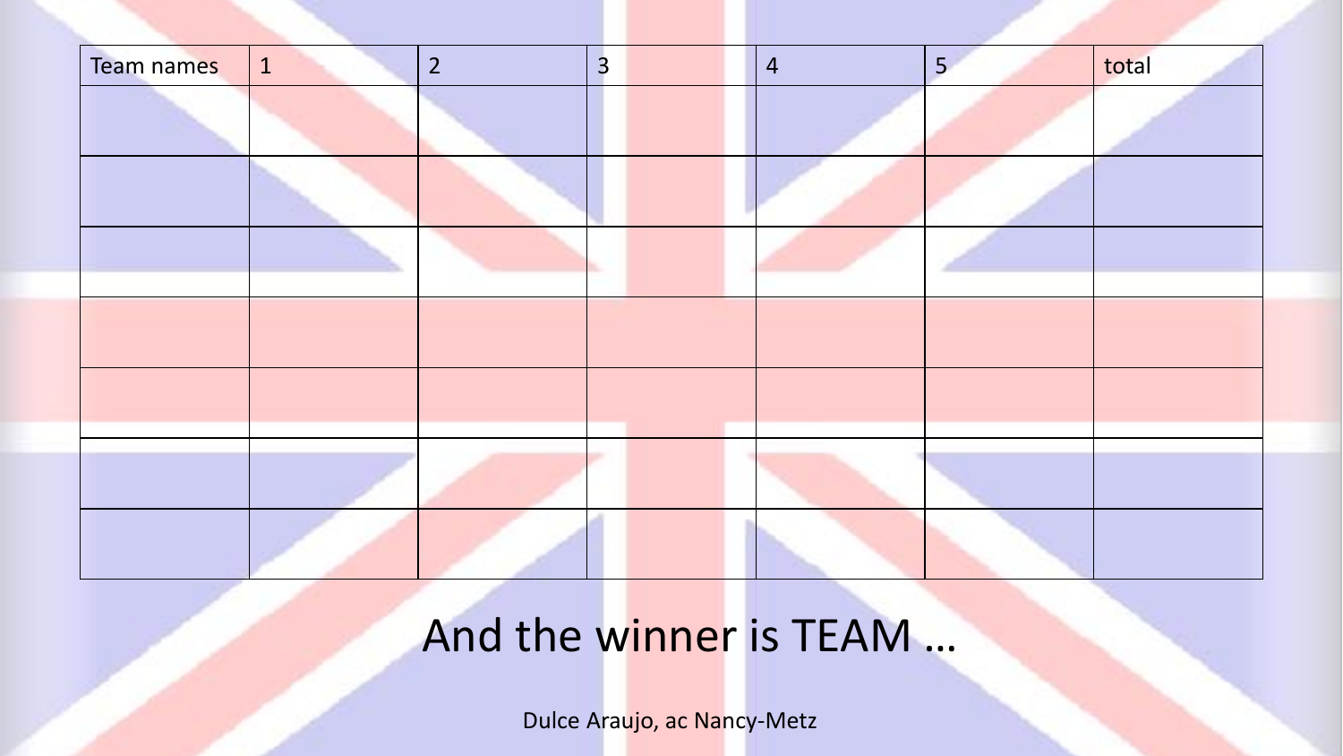| Team names | 1 | 2 | 3 | 4 | 5 | total |
|---|---|---|---|---|---|---|
| | | | | | | |
| | | | | | | |
| | | | | | | |
| | | | | | | |
| | | | | | | |
| | | | | | | |
| | | | | | | |

And the winner is TEAM …

Dulce Araujo, ac Nancy-Metz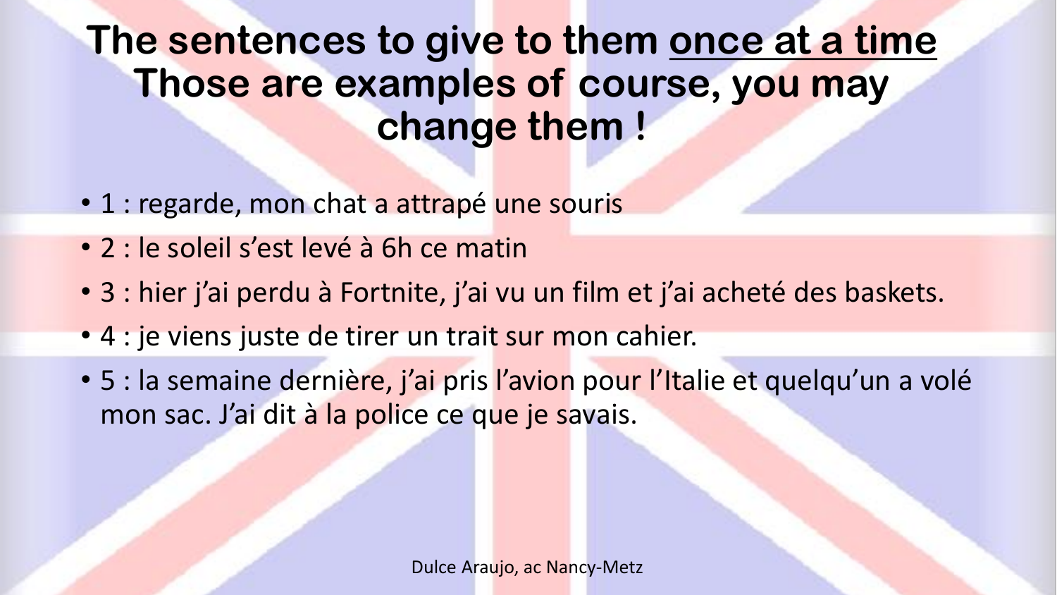# The sentences to give to them once at a time Those are examples of course, you may change them !

- 1 : regarde, mon chat a attrapé une souris
- 2 : le soleil s'est levé à 6h ce matin
- 3 : hier j'ai perdu à Fortnite, j'ai vu un film et j'ai acheté des baskets.
- 4 : je viens juste de tirer un trait sur mon cahier.
- 5 : la semaine dernière, j'ai pris l'avion pour l'Italie et quelqu'un a volé mon sac. J'ai dit à la police ce que je savais.

Dulce Araujo, ac Nancy-Metz